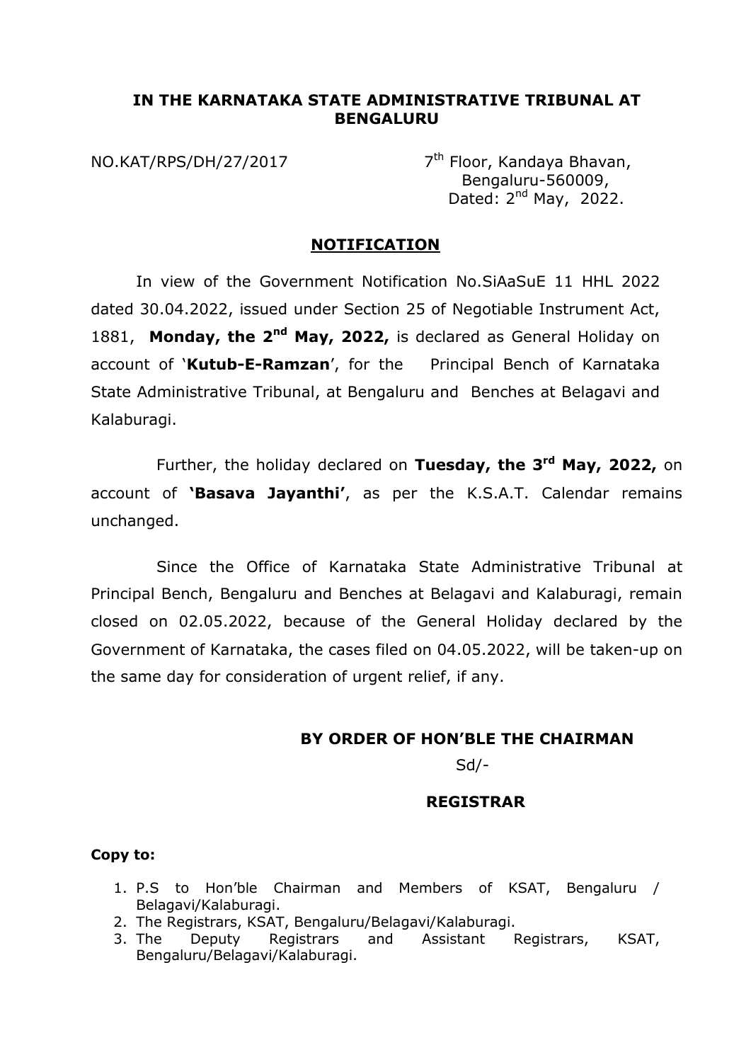**IN THE KARNATAKA STATE ADMINISTRATIVE TRIBUNAL AT BENGALURU**

NO.KAT/RPS/DH/27/2017

7th Floor, Kandaya Bhavan,
Bengaluru-560009,
Dated: 2nd May, 2022.

## NOTIFICATION

In view of the Government Notification No.SiAaSuE 11 HHL 2022 dated 30.04.2022, issued under Section 25 of Negotiable Instrument Act, 1881, **Monday, the 2nd May, 2022,** is declared as General Holiday on account of '**Kutub-E-Ramzan**', for the Principal Bench of Karnataka State Administrative Tribunal, at Bengaluru and Benches at Belagavi and Kalaburagi.

Further, the holiday declared on **Tuesday, the 3rd May, 2022,** on account of **'Basava Jayanthi'**, as per the K.S.A.T. Calendar remains unchanged.

Since the Office of Karnataka State Administrative Tribunal at Principal Bench, Bengaluru and Benches at Belagavi and Kalaburagi, remain closed on 02.05.2022, because of the General Holiday declared by the Government of Karnataka, the cases filed on 04.05.2022, will be taken-up on the same day for consideration of urgent relief, if any.

**BY ORDER OF HON'BLE THE CHAIRMAN**

Sd/-

**REGISTRAR**

**Copy to:**

1. P.S to Hon'ble Chairman and Members of KSAT, Bengaluru / Belagavi/Kalaburagi.
2. The Registrars, KSAT, Bengaluru/Belagavi/Kalaburagi.
3. The Deputy Registrars and Assistant Registrars, KSAT, Bengaluru/Belagavi/Kalaburagi.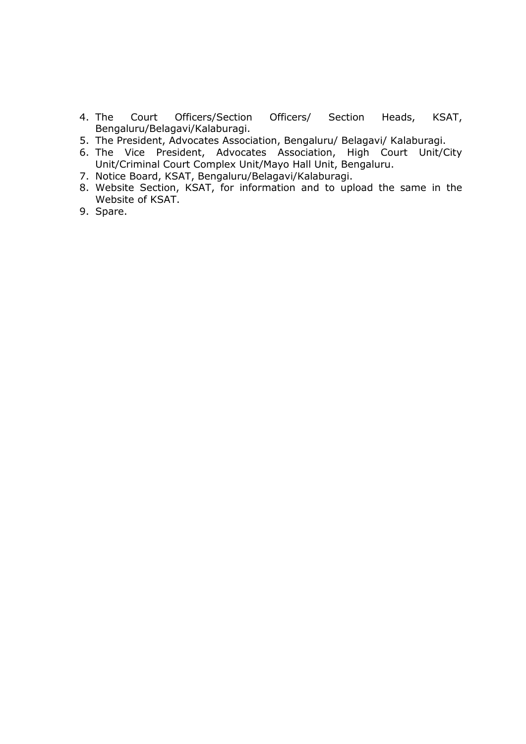4. The Court Officers/Section Officers/ Section Heads, KSAT, Bengaluru/Belagavi/Kalaburagi.
5. The President, Advocates Association, Bengaluru/ Belagavi/ Kalaburagi.
6. The Vice President, Advocates Association, High Court Unit/City Unit/Criminal Court Complex Unit/Mayo Hall Unit, Bengaluru.
7. Notice Board, KSAT, Bengaluru/Belagavi/Kalaburagi.
8. Website Section, KSAT, for information and to upload the same in the Website of KSAT.
9. Spare.